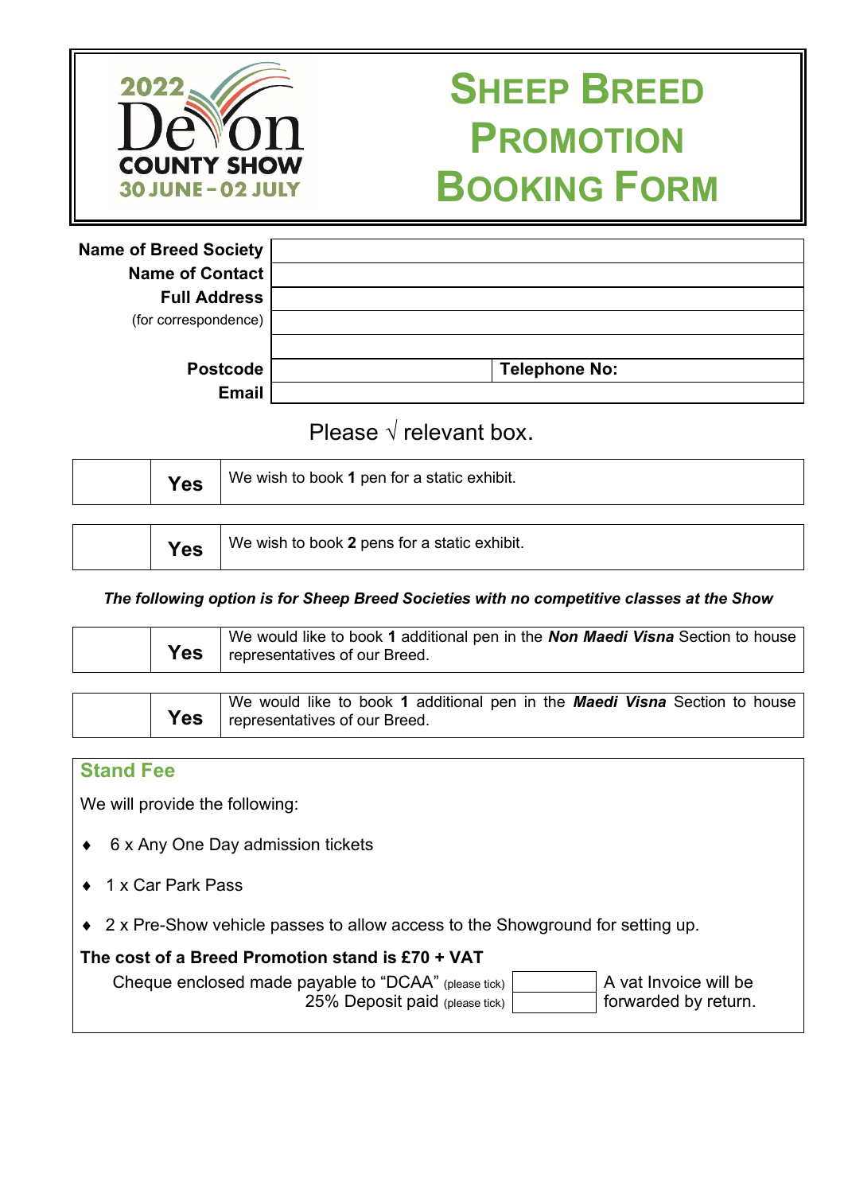2022 Devon County Show
30 JUNE – 02 JULY

# Sheep Breed Promotion Booking Form

| | | |
|---|---|---|
| **Name of Breed Society** | | |
| **Name of Contact** | | |
| **Full Address** (for correspondence) | | |
| | | |
| | | |
| **Postcode** | | **Telephone No:** |
| **Email** | | |

Please √ relevant box.

| | | |
|---|---|---|
| | **Yes** | We wish to book **1** pen for a static exhibit. |

| | | |
|---|---|---|
| | **Yes** | We wish to book **2** pens for a static exhibit. |

***The following option is for Sheep Breed Societies with no competitive classes at the Show***

| | | |
|---|---|---|
| | **Yes** | We would like to book **1** additional pen in the ***Non Maedi Visna*** Section to house representatives of our Breed. |

| | | |
|---|---|---|
| | **Yes** | We would like to book **1** additional pen in the ***Maedi Visna*** Section to house representatives of our Breed. |

## Stand Fee

We will provide the following:

- 6 x Any One Day admission tickets
- 1 x Car Park Pass
- 2 x Pre-Show vehicle passes to allow access to the Showground for setting up.

**The cost of a Breed Promotion stand is £70 + VAT**

| | | |
|---|---|---|
| Cheque enclosed made payable to "DCAA" (please tick) | | A vat Invoice will be forwarded by return. |
| 25% Deposit paid (please tick) | | |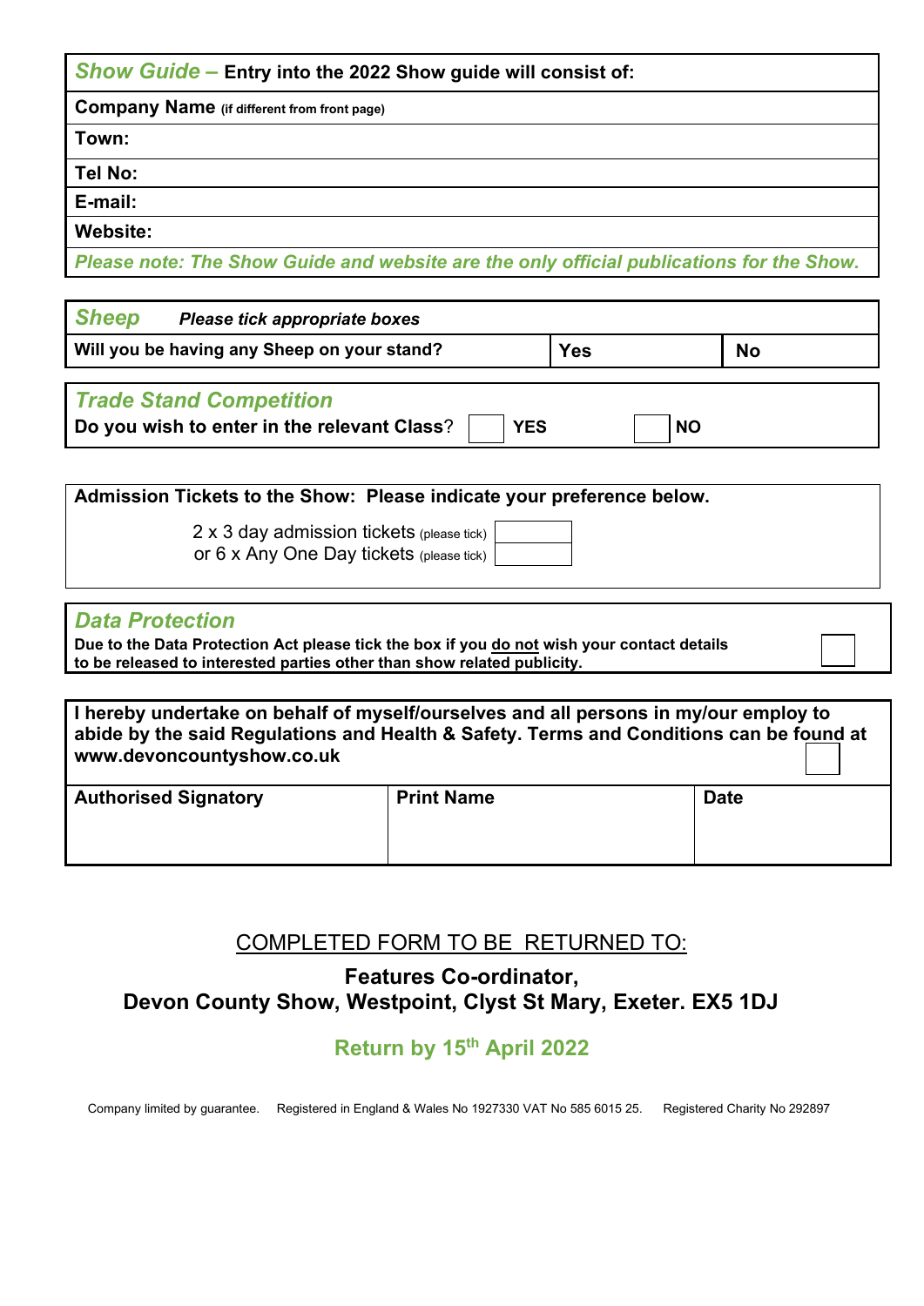| ***Show Guide*** – **Entry into the 2022 Show guide will consist of:** |
| --- |
| **Company Name** (if different from front page) |
| **Town:** |
| **Tel No:** |
| **E-mail:** |
| **Website:** |
| *Please note: The Show Guide and website are the only official publications for the Show.* |

| ***Sheep*** *Please tick appropriate boxes* | | |
| --- | --- | --- |
| **Will you be having any Sheep on your stand?** | **Yes** | **No** |

***Trade Stand Competition***

**Do you wish to enter in the relevant Class?** ☐ **YES** ☐ **NO**

**Admission Tickets to the Show: Please indicate your preference below.**

2 x 3 day admission tickets (please tick) ☐
or 6 x Any One Day tickets (please tick) ☐

***Data Protection***

**Due to the Data Protection Act please tick the box if you do not wish your contact details to be released to interested parties other than show related publicity.** ☐

**I hereby undertake on behalf of myself/ourselves and all persons in my/our employ to abide by the said Regulations and Health & Safety. Terms and Conditions can be found at www.devoncountyshow.co.uk** ☐

| **Authorised Signatory** | **Print Name** | **Date** |
| --- | --- | --- |
| | | |

COMPLETED FORM TO BE RETURNED TO:

**Features Co-ordinator,**
**Devon County Show, Westpoint, Clyst St Mary, Exeter. EX5 1DJ**

**Return by 15th April 2022**

Company limited by guarantee. Registered in England & Wales No 1927330 VAT No 585 6015 25. Registered Charity No 292897